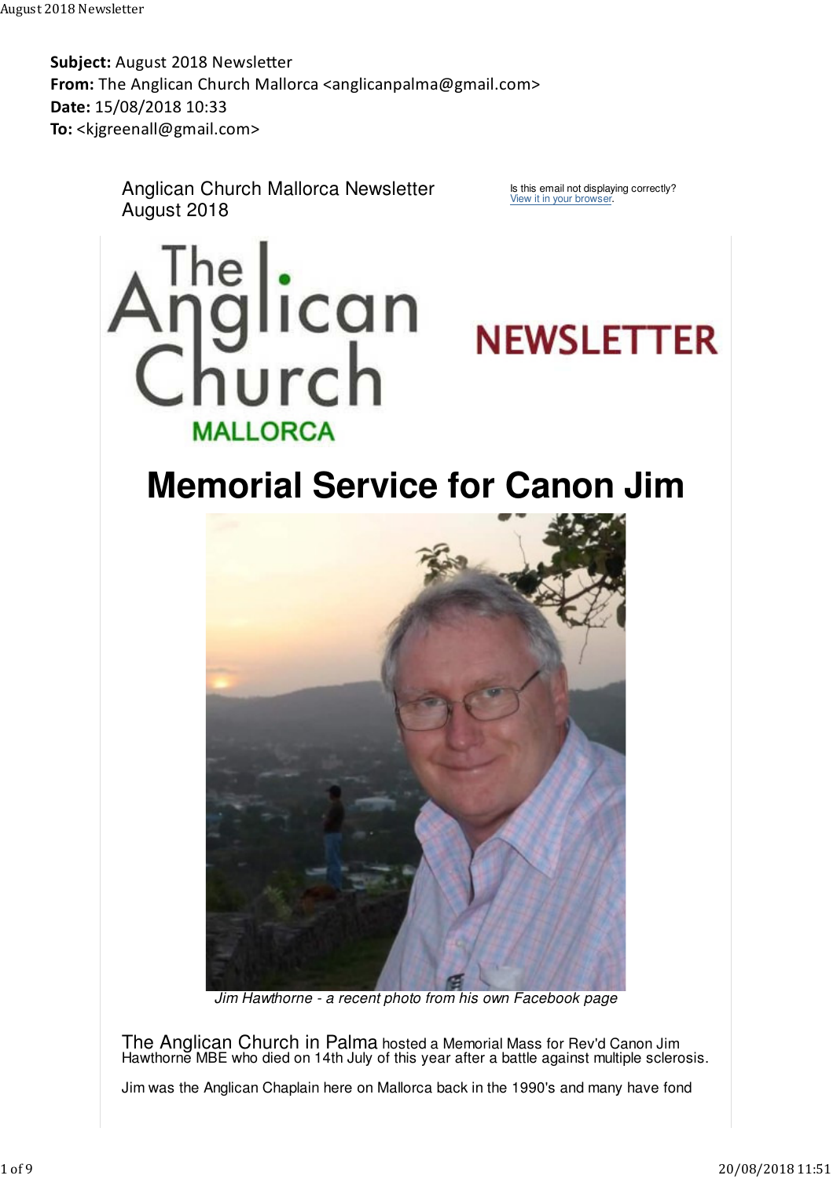**Subject:** August 2018 Newsletter
**From:** The Anglican Church Mallorca <anglicanpalma@gmail.com>
**Date:** 15/08/2018 10:33
**To:** <kjgreenall@gmail.com>

Anglican Church Mallorca Newsletter
August 2018

Is this email not displaying correctly?
View it in your browser.

# Memorial Service for Canon Jim

*Jim Hawthorne - a recent photo from his own Facebook page*

The Anglican Church in Palma hosted a Memorial Mass for Rev'd Canon Jim Hawthorne MBE who died on 14th July of this year after a battle against multiple sclerosis.

Jim was the Anglican Chaplain here on Mallorca back in the 1990's and many have fond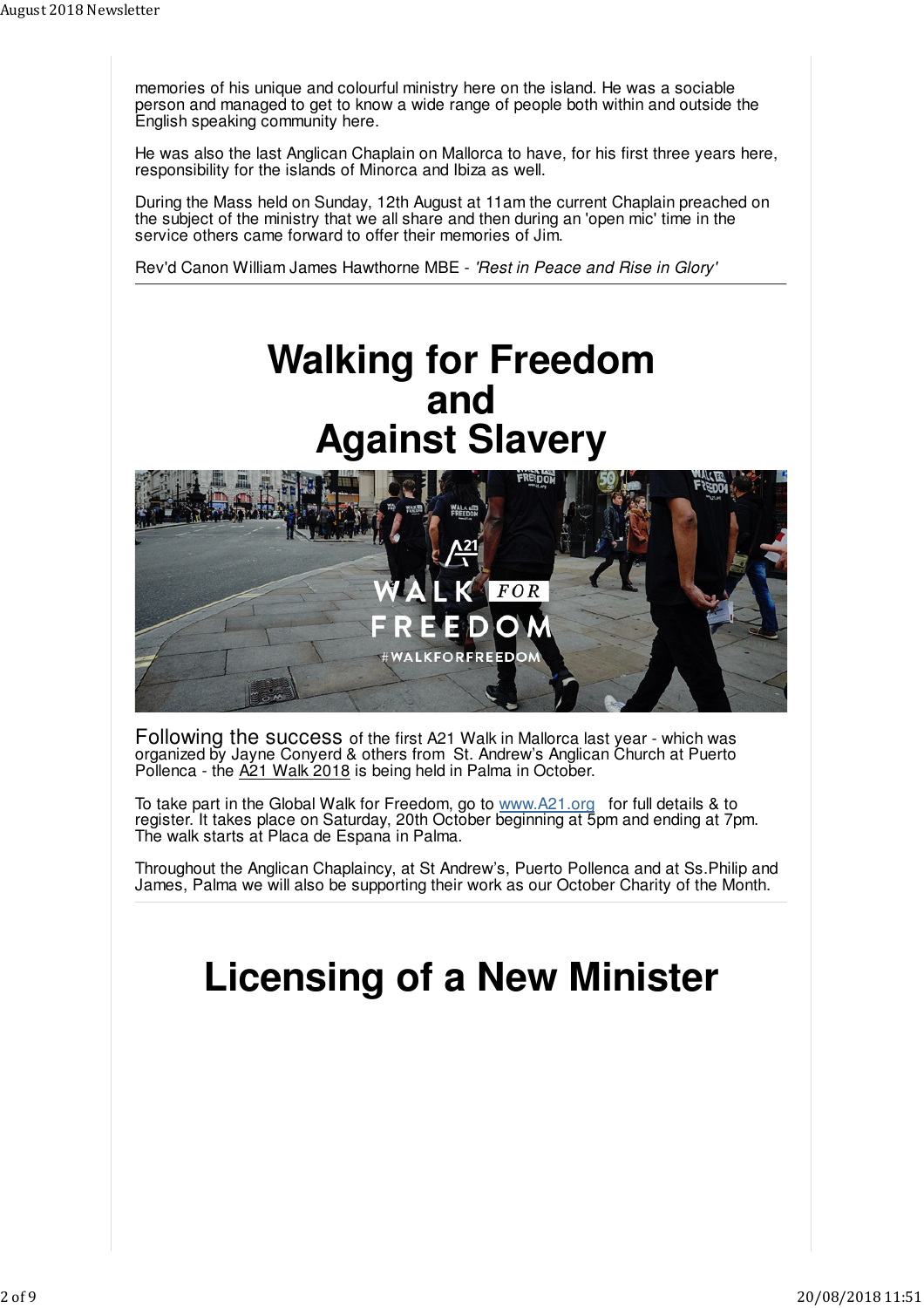memories of his unique and colourful ministry here on the island. He was a sociable person and managed to get to know a wide range of people both within and outside the English speaking community here.

He was also the last Anglican Chaplain on Mallorca to have, for his first three years here, responsibility for the islands of Minorca and Ibiza as well.

During the Mass held on Sunday, 12th August at 11am the current Chaplain preached on the subject of the ministry that we all share and then during an 'open mic' time in the service others came forward to offer their memories of Jim.

Rev'd Canon William James Hawthorne MBE - *'Rest in Peace and Rise in Glory'*

---

# Walking for Freedom and Against Slavery

Following the success of the first A21 Walk in Mallorca last year - which was organized by Jayne Conyerd & others from St. Andrew's Anglican Church at Puerto Pollenca - the A21 Walk 2018 is being held in Palma in October.

To take part in the Global Walk for Freedom, go to www.A21.org for full details & to register. It takes place on Saturday, 20th October beginning at 5pm and ending at 7pm. The walk starts at Placa de Espana in Palma.

Throughout the Anglican Chaplaincy, at St Andrew's, Puerto Pollenca and at Ss.Philip and James, Palma we will also be supporting their work as our October Charity of the Month.

---

# Licensing of a New Minister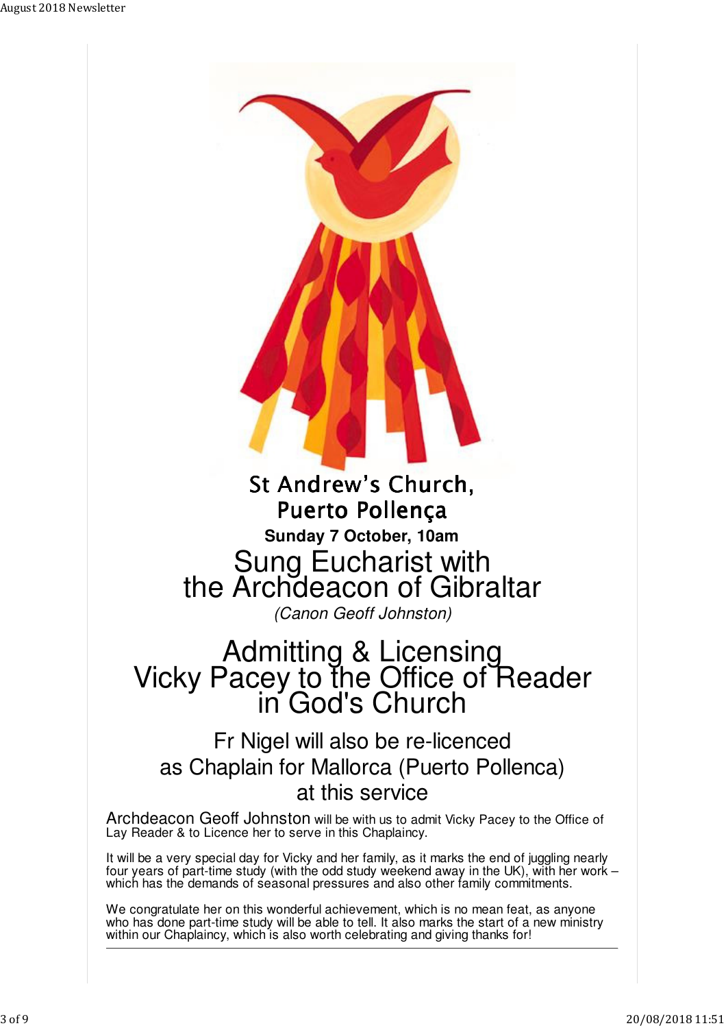# St Andrew's Church, Puerto Pollença

**Sunday 7 October, 10am**

## Sung Eucharist with the Archdeacon of Gibraltar

*(Canon Geoff Johnston)*

## Admitting & Licensing Vicky Pacey to the Office of Reader in God's Church

### Fr Nigel will also be re-licenced as Chaplain for Mallorca (Puerto Pollenca) at this service

Archdeacon Geoff Johnston will be with us to admit Vicky Pacey to the Office of Lay Reader & to Licence her to serve in this Chaplaincy.

It will be a very special day for Vicky and her family, as it marks the end of juggling nearly four years of part-time study (with the odd study weekend away in the UK), with her work – which has the demands of seasonal pressures and also other family commitments.

We congratulate her on this wonderful achievement, which is no mean feat, as anyone who has done part-time study will be able to tell. It also marks the start of a new ministry within our Chaplaincy, which is also worth celebrating and giving thanks for!

---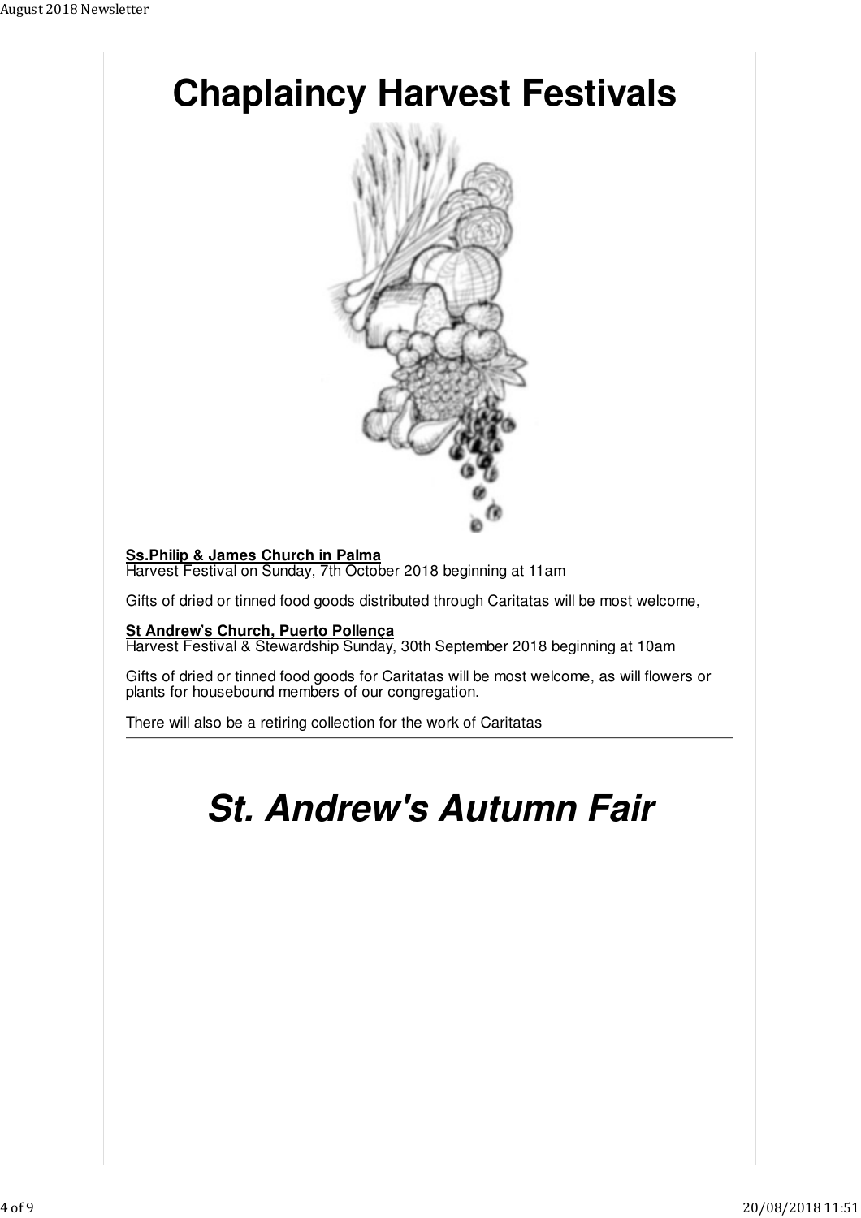# Chaplaincy Harvest Festivals

**Ss.Philip & James Church in Palma**
Harvest Festival on Sunday, 7th October 2018 beginning at 11am

Gifts of dried or tinned food goods distributed through Caritatas will be most welcome,

**St Andrew's Church, Puerto Pollença**
Harvest Festival & Stewardship Sunday, 30th September 2018 beginning at 10am

Gifts of dried or tinned food goods for Caritatas will be most welcome, as will flowers or plants for housebound members of our congregation.

There will also be a retiring collection for the work of Caritatas

---

# *St. Andrew's Autumn Fair*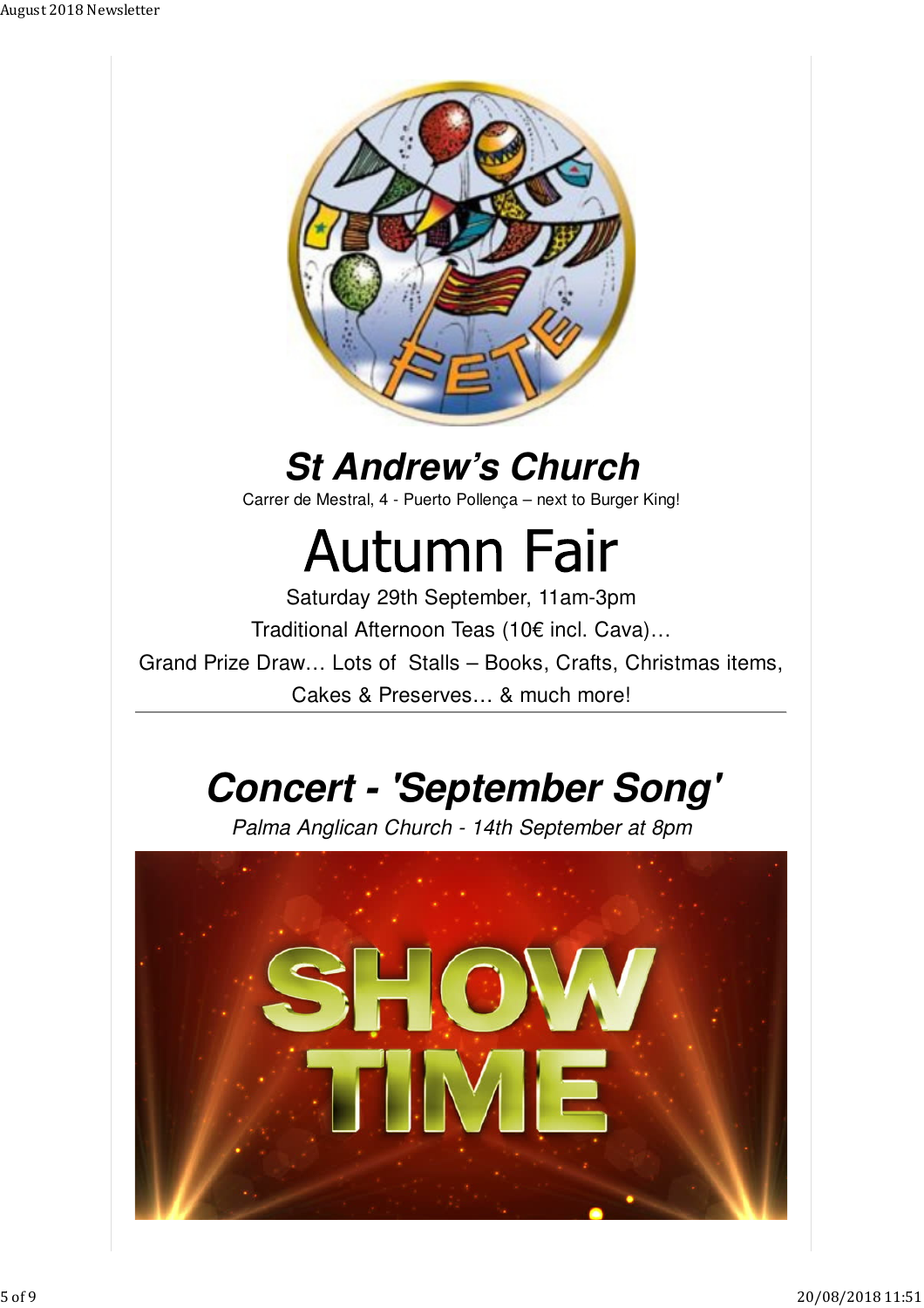## *St Andrew's Church*

Carrer de Mestral, 4 - Puerto Pollença – next to Burger King!

# Autumn Fair

Saturday 29th September, 11am-3pm

Traditional Afternoon Teas (10€ incl. Cava)…

Grand Prize Draw… Lots of Stalls – Books, Crafts, Christmas items, Cakes & Preserves… & much more!

---

## *Concert - 'September Song'*

*Palma Anglican Church - 14th September at 8pm*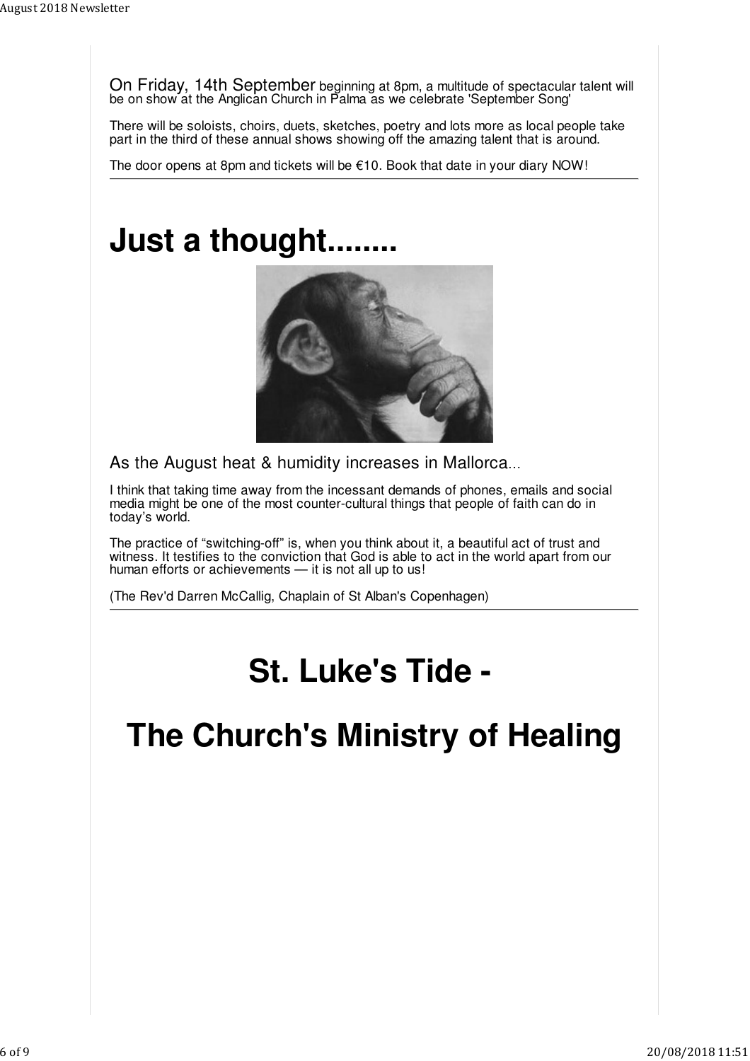On Friday, 14th September beginning at 8pm, a multitude of spectacular talent will be on show at the Anglican Church in Palma as we celebrate 'September Song'

There will be soloists, choirs, duets, sketches, poetry and lots more as local people take part in the third of these annual shows showing off the amazing talent that is around.

The door opens at 8pm and tickets will be €10. Book that date in your diary NOW!

---

# Just a thought........

As the August heat & humidity increases in Mallorca...

I think that taking time away from the incessant demands of phones, emails and social media might be one of the most counter-cultural things that people of faith can do in today's world.

The practice of "switching-off" is, when you think about it, a beautiful act of trust and witness. It testifies to the conviction that God is able to act in the world apart from our human efforts or achievements — it is not all up to us!

(The Rev'd Darren McCallig, Chaplain of St Alban's Copenhagen)

---

# St. Luke's Tide -

# The Church's Ministry of Healing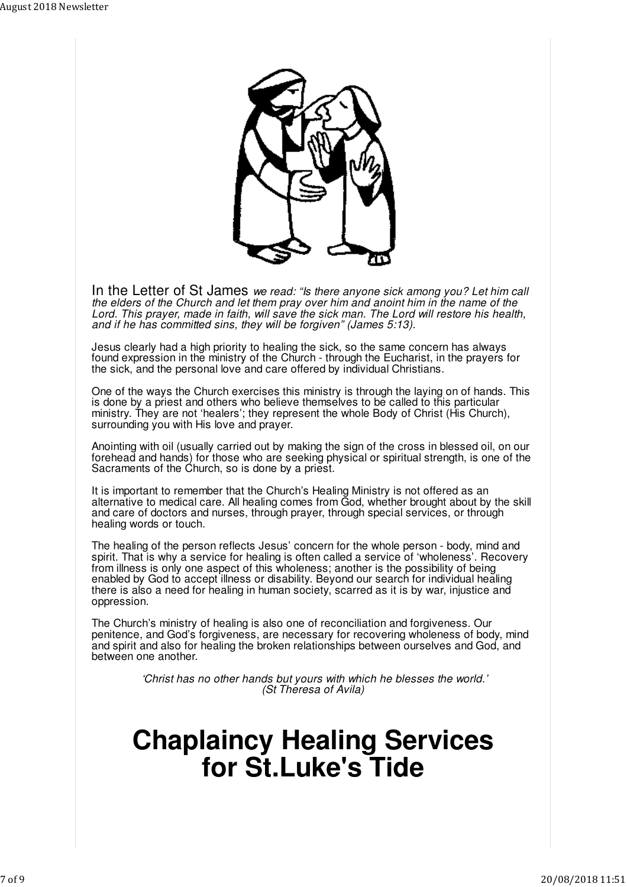In the Letter of St James *we read: "Is there anyone sick among you? Let him call the elders of the Church and let them pray over him and anoint him in the name of the Lord. This prayer, made in faith, will save the sick man. The Lord will restore his health, and if he has committed sins, they will be forgiven" (James 5:13).*

Jesus clearly had a high priority to healing the sick, so the same concern has always found expression in the ministry of the Church - through the Eucharist, in the prayers for the sick, and the personal love and care offered by individual Christians.

One of the ways the Church exercises this ministry is through the laying on of hands. This is done by a priest and others who believe themselves to be called to this particular ministry. They are not 'healers'; they represent the whole Body of Christ (His Church), surrounding you with His love and prayer.

Anointing with oil (usually carried out by making the sign of the cross in blessed oil, on our forehead and hands) for those who are seeking physical or spiritual strength, is one of the Sacraments of the Church, so is done by a priest.

It is important to remember that the Church's Healing Ministry is not offered as an alternative to medical care. All healing comes from God, whether brought about by the skill and care of doctors and nurses, through prayer, through special services, or through healing words or touch.

The healing of the person reflects Jesus' concern for the whole person - body, mind and spirit. That is why a service for healing is often called a service of 'wholeness'. Recovery from illness is only one aspect of this wholeness; another is the possibility of being enabled by God to accept illness or disability. Beyond our search for individual healing there is also a need for healing in human society, scarred as it is by war, injustice and oppression.

The Church's ministry of healing is also one of reconciliation and forgiveness. Our penitence, and God's forgiveness, are necessary for recovering wholeness of body, mind and spirit and also for healing the broken relationships between ourselves and God, and between one another.

*'Christ has no other hands but yours with which he blesses the world.'*
*(St Theresa of Avila)*

# Chaplaincy Healing Services for St.Luke's Tide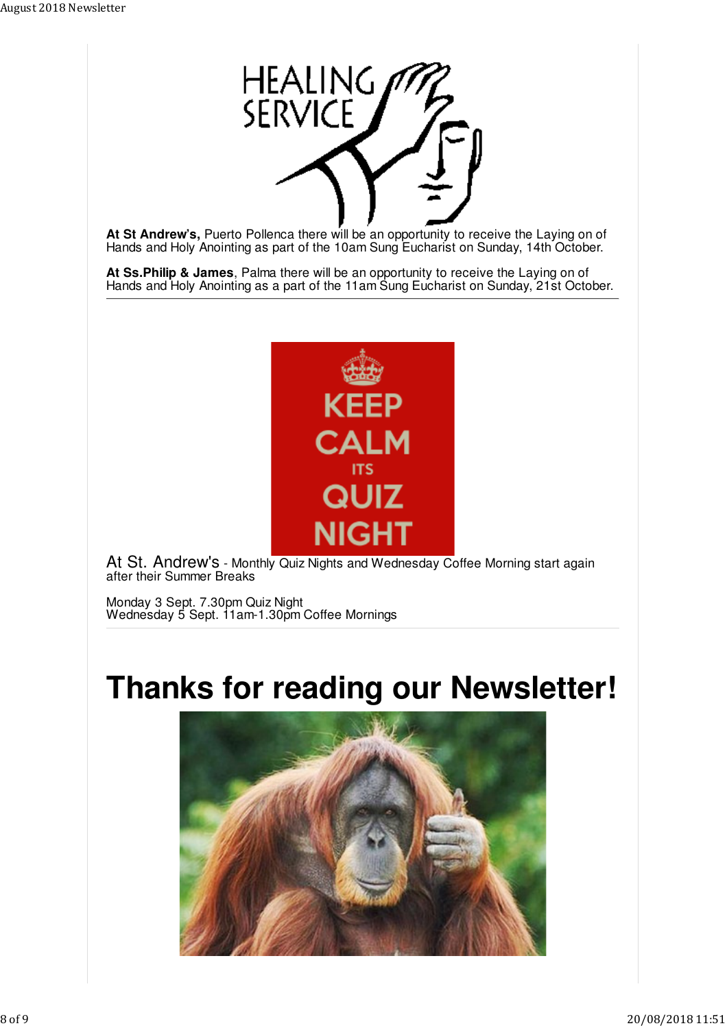**At St Andrew's,** Puerto Pollenca there will be an opportunity to receive the Laying on of Hands and Holy Anointing as part of the 10am Sung Eucharist on Sunday, 14th October.

**At Ss.Philip & James**, Palma there will be an opportunity to receive the Laying on of Hands and Holy Anointing as a part of the 11am Sung Eucharist on Sunday, 21st October.

---

At St. Andrew's - Monthly Quiz Nights and Wednesday Coffee Morning start again after their Summer Breaks

Monday 3 Sept. 7.30pm Quiz Night
Wednesday 5 Sept. 11am-1.30pm Coffee Mornings

# Thanks for reading our Newsletter!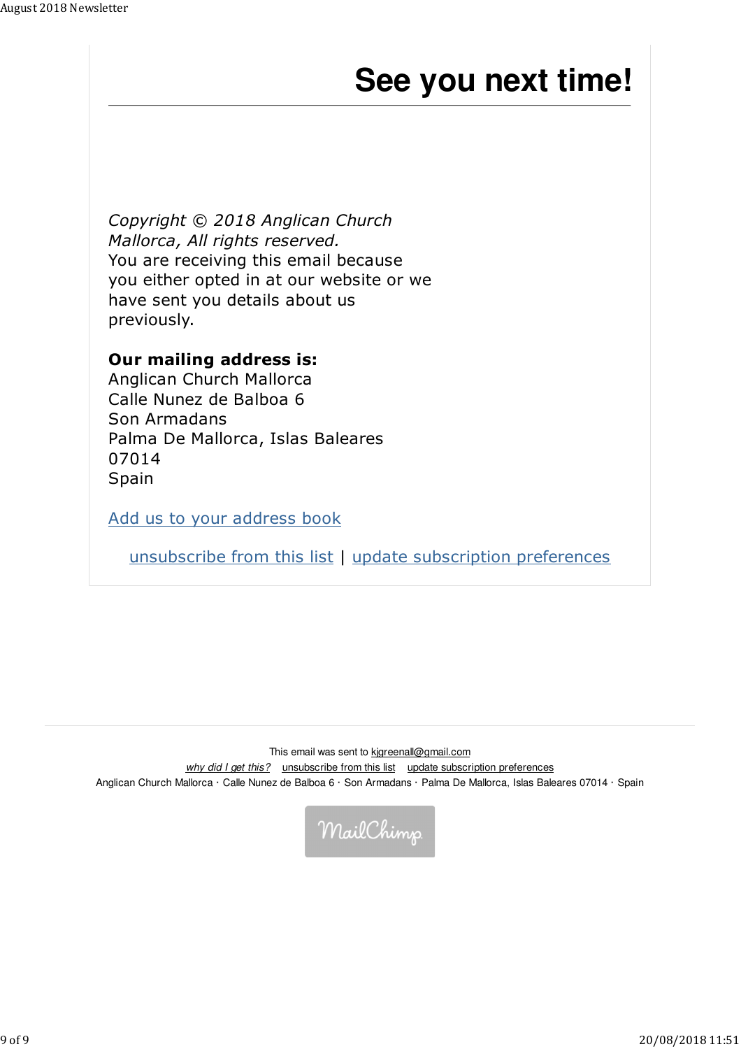# See you next time!

*Copyright © 2018 Anglican Church Mallorca, All rights reserved.*
You are receiving this email because you either opted in at our website or we have sent you details about us previously.

**Our mailing address is:**
Anglican Church Mallorca
Calle Nunez de Balboa 6
Son Armadans
Palma De Mallorca, Islas Baleares
07014
Spain

Add us to your address book

unsubscribe from this list | update subscription preferences

This email was sent to kjgreenall@gmail.com
*why did I get this?* unsubscribe from this list update subscription preferences
Anglican Church Mallorca · Calle Nunez de Balboa 6 · Son Armadans · Palma De Mallorca, Islas Baleares 07014 · Spain

MailChimp